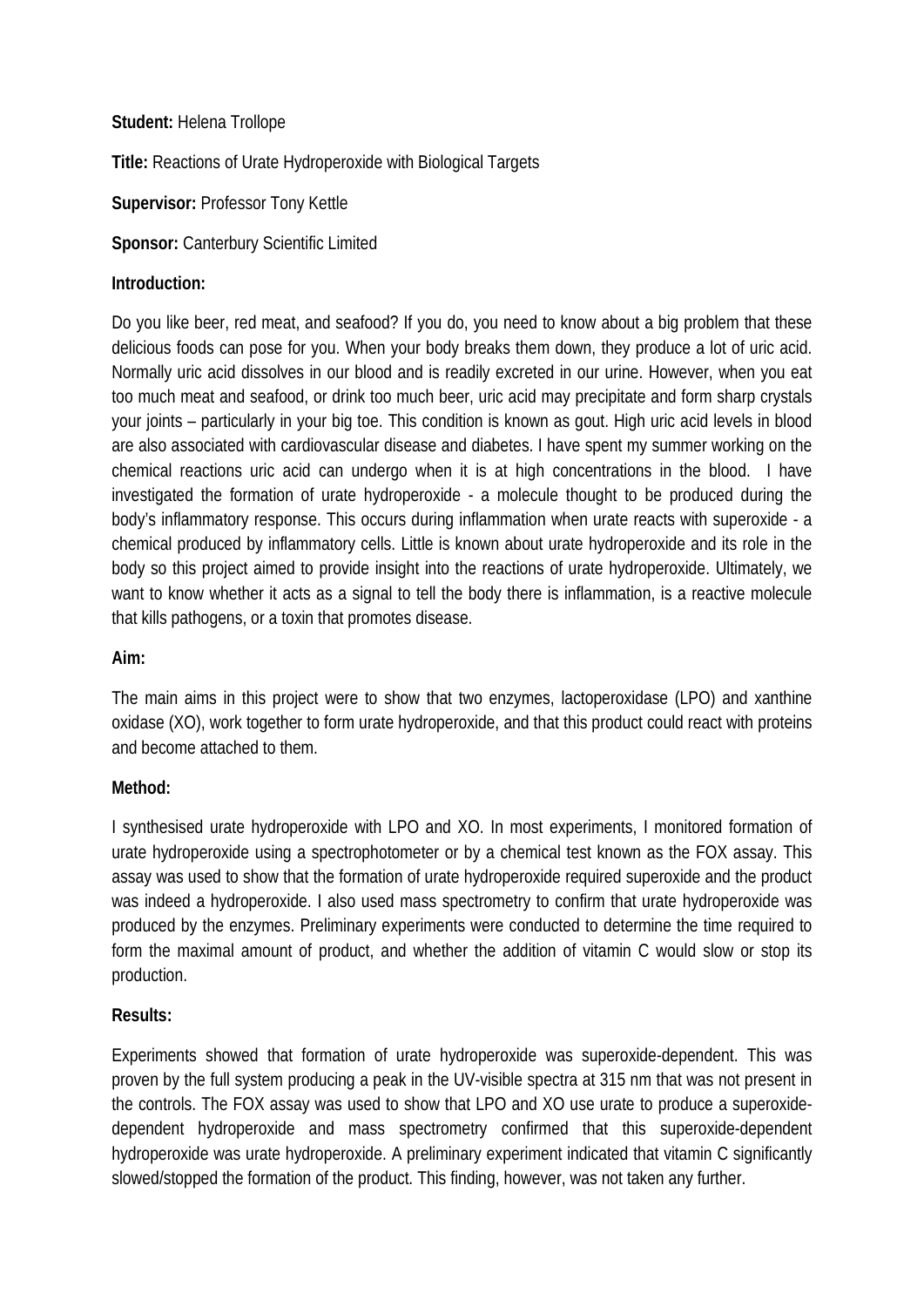**Student:** Helena Trollope

**Title:** Reactions of Urate Hydroperoxide with Biological Targets

**Supervisor:** Professor Tony Kettle

**Sponsor:** Canterbury Scientific Limited

**Introduction:**

Do you like beer, red meat, and seafood? If you do, you need to know about a big problem that these delicious foods can pose for you. When your body breaks them down, they produce a lot of uric acid. Normally uric acid dissolves in our blood and is readily excreted in our urine. However, when you eat too much meat and seafood, or drink too much beer, uric acid may precipitate and form sharp crystals your joints – particularly in your big toe. This condition is known as gout. High uric acid levels in blood are also associated with cardiovascular disease and diabetes. I have spent my summer working on the chemical reactions uric acid can undergo when it is at high concentrations in the blood. I have investigated the formation of urate hydroperoxide - a molecule thought to be produced during the body's inflammatory response. This occurs during inflammation when urate reacts with superoxide - a chemical produced by inflammatory cells. Little is known about urate hydroperoxide and its role in the body so this project aimed to provide insight into the reactions of urate hydroperoxide. Ultimately, we want to know whether it acts as a signal to tell the body there is inflammation, is a reactive molecule that kills pathogens, or a toxin that promotes disease.

**Aim:**

The main aims in this project were to show that two enzymes, lactoperoxidase (LPO) and xanthine oxidase (XO), work together to form urate hydroperoxide, and that this product could react with proteins and become attached to them.

**Method:**

I synthesised urate hydroperoxide with LPO and XO. In most experiments, I monitored formation of urate hydroperoxide using a spectrophotometer or by a chemical test known as the FOX assay. This assay was used to show that the formation of urate hydroperoxide required superoxide and the product was indeed a hydroperoxide. I also used mass spectrometry to confirm that urate hydroperoxide was produced by the enzymes. Preliminary experiments were conducted to determine the time required to form the maximal amount of product, and whether the addition of vitamin C would slow or stop its production.

**Results:**

Experiments showed that formation of urate hydroperoxide was superoxide-dependent. This was proven by the full system producing a peak in the UV-visible spectra at 315 nm that was not present in the controls. The FOX assay was used to show that LPO and XO use urate to produce a superoxide-dependent hydroperoxide and mass spectrometry confirmed that this superoxide-dependent hydroperoxide was urate hydroperoxide. A preliminary experiment indicated that vitamin C significantly slowed/stopped the formation of the product. This finding, however, was not taken any further.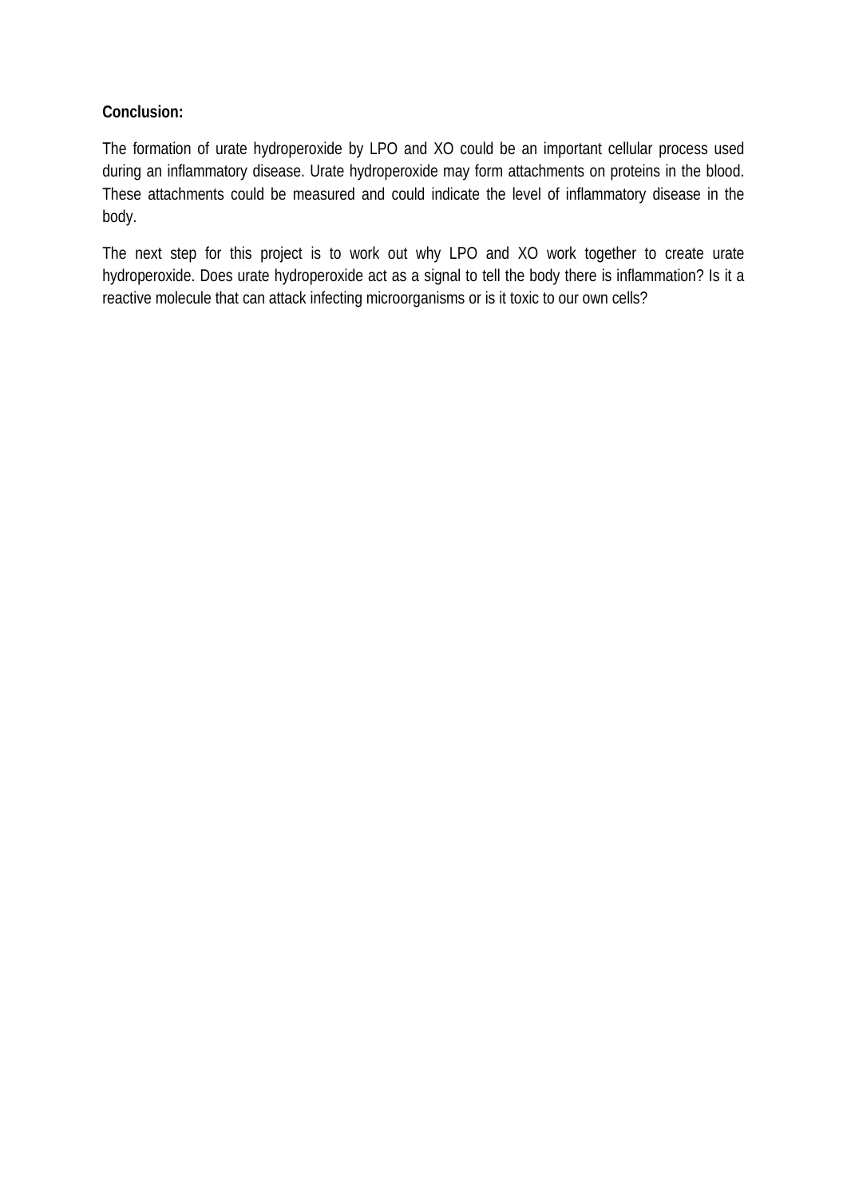**Conclusion:**

The formation of urate hydroperoxide by LPO and XO could be an important cellular process used during an inflammatory disease. Urate hydroperoxide may form attachments on proteins in the blood. These attachments could be measured and could indicate the level of inflammatory disease in the body.

The next step for this project is to work out why LPO and XO work together to create urate hydroperoxide. Does urate hydroperoxide act as a signal to tell the body there is inflammation? Is it a reactive molecule that can attack infecting microorganisms or is it toxic to our own cells?